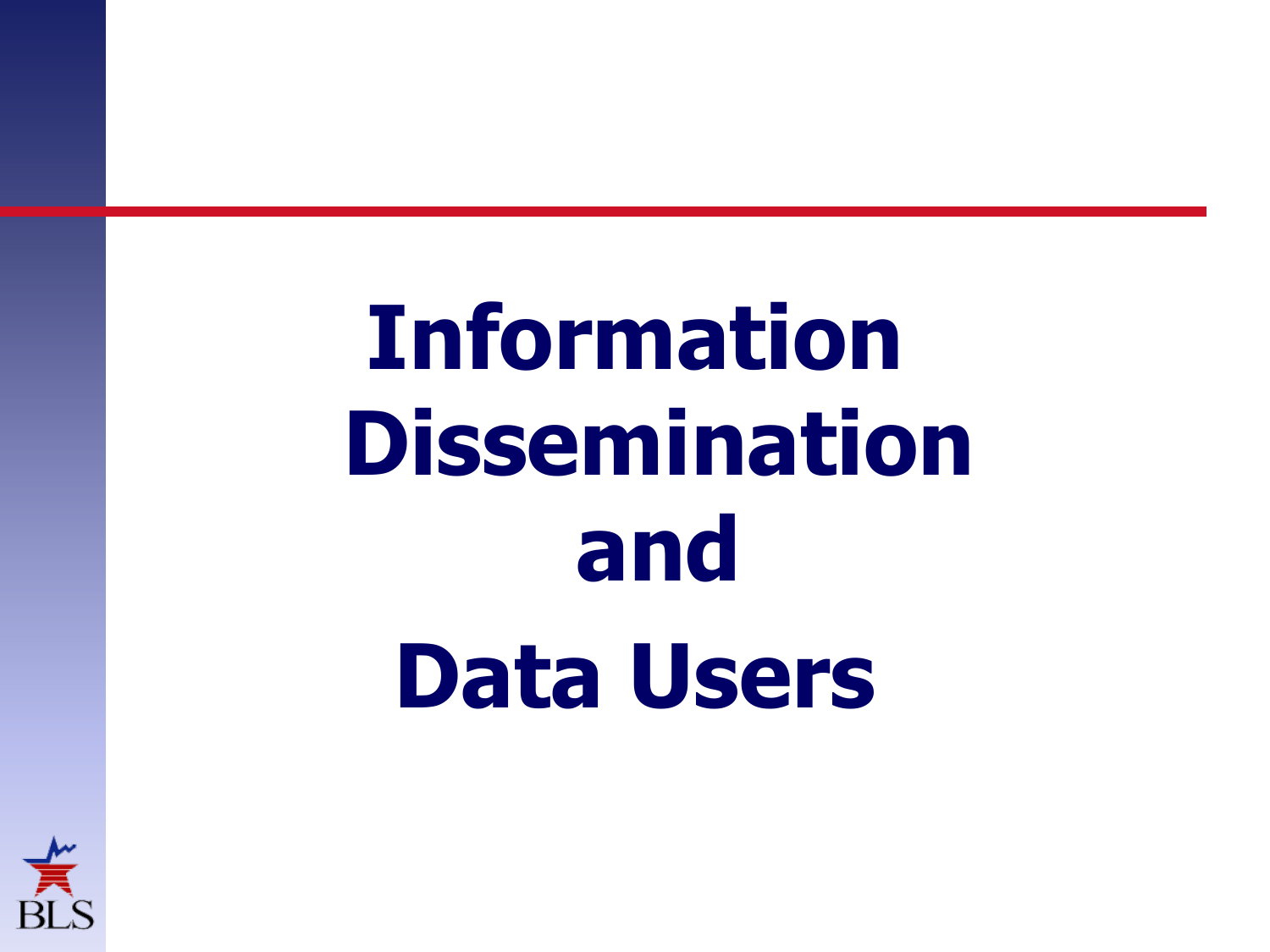# Information Dissemination and Data Users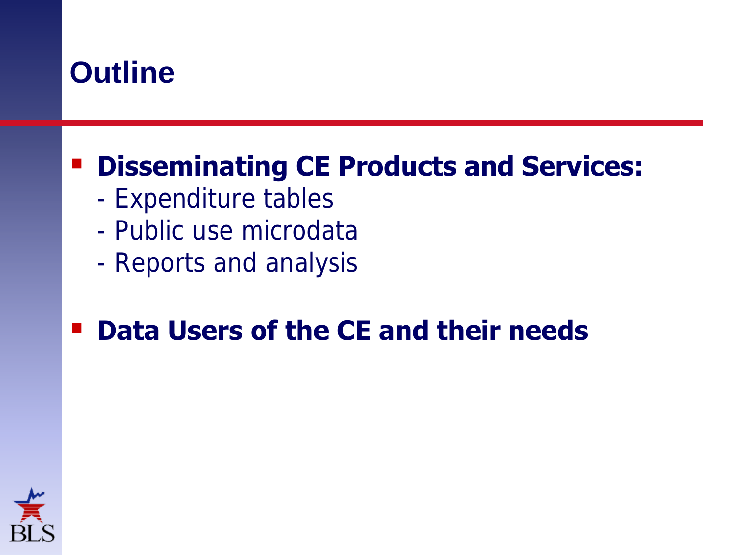# Outline

- **Disseminating CE Products and Services:**
  - Expenditure tables
  - Public use microdata
  - Reports and analysis
- **Data Users of the CE and their needs**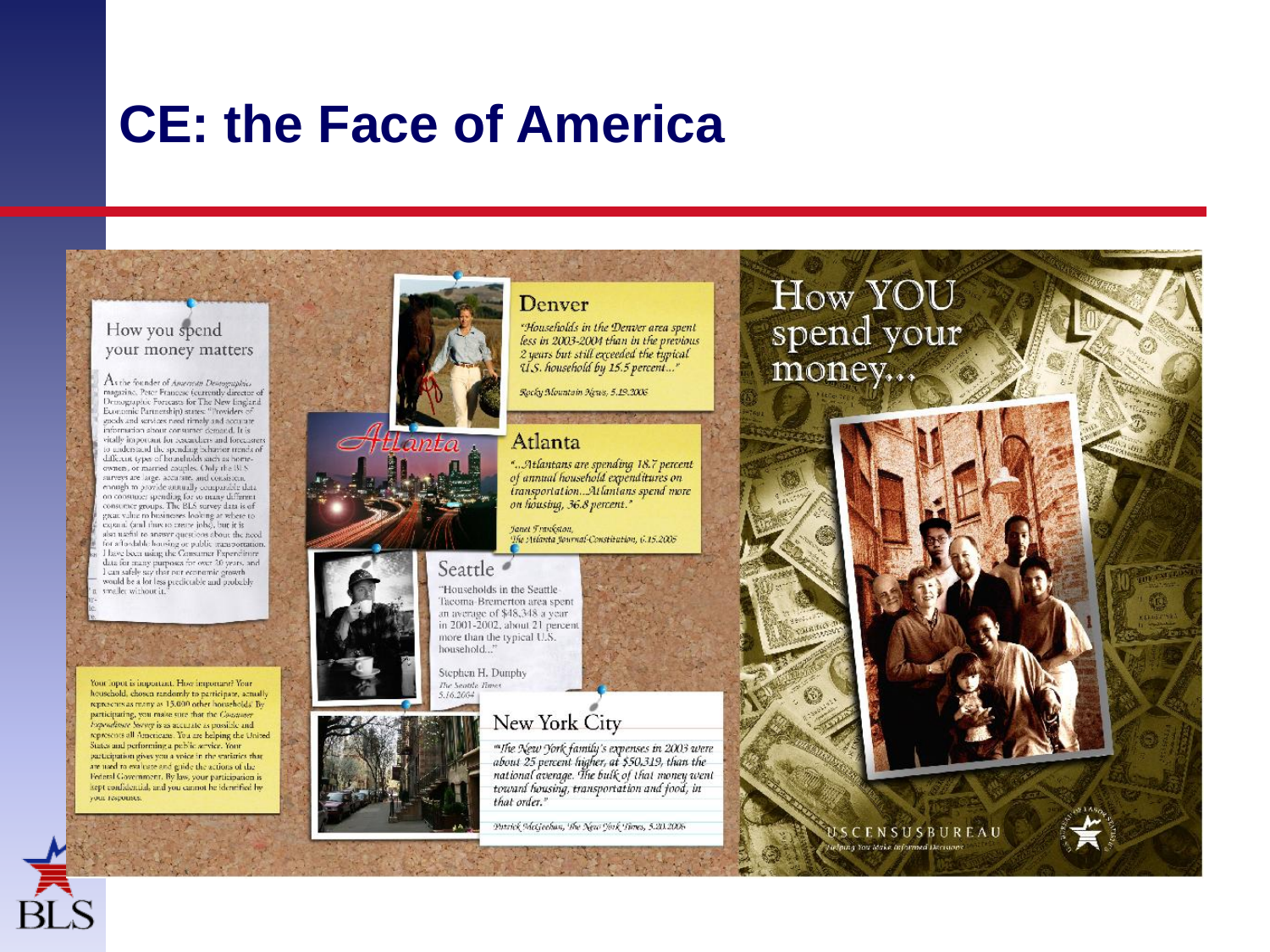# CE: the Face of America

## How you spend your money matters

As the founder of *American Demographics* magazine, Peter Francese (currently director of Demographic Forecasts for The New England Economic Partnership) states: "Providers of goods and services need timely and accurate information about consumer demand. It is vitally important for researchers and forecasters to understand the spending behavior trends of different types of households such as homeowners, or married couples. Only the BLS surveys are large, accurate, and consistent enough to provide annually comparable data on consumer spending for so many different consumer groups. The BLS survey data is of great value to businesses looking at where to expand (and thus to create jobs), but it is also useful to answer questions about the need for affordable housing or public transportation. I have been using the Consumer Expenditure data for many purposes for over 20 years, and I can safely say that our economic growth would be a lot less predictable and probably smaller without it."

Your input is important. How important? Your household, chosen randomly to participate, actually represents as many as 15,000 other households! By participating, you make sure that the *Consumer Expenditure Survey* is as accurate as possible and represents all Americans. You are helping the United States and performing a public service. Your participation gives you a voice in the statistics that are used to evaluate and guide the actions of the Federal Government. By law, your participation is kept confidential, and you cannot be identified by your responses.

## Denver

*"Households in the Denver area spent less in 2003-2004 than in the previous 2 years but still exceeded the typical U.S. household by 15.5 percent..."*

*Rocky Mountain News, 5.19.2006*

## Atlanta

*"...Atlantans are spending 18.7 percent of annual household expenditures on transportation...Atlantans spend more on housing, 36.8 percent."*

*Janet Frankston, The Atlanta Journal-Constitution, 6.15.2005*

## Seattle

"Households in the Seattle-Tacoma-Bremerton area spent an average of $48,348 a year in 2001-2002, about 21 percent more than the typical U.S. household..."

Stephen H. Dunphy
*The Seattle Times*
*5.16.2004*

## New York City

*"The New York family's expenses in 2003 were about 25 percent higher, at $50,319, than the national average. The bulk of that money went toward housing, transportation and food, in that order."*

*Patrick McGeehan, The New York Times, 5.20.2006*

## How YOU spend your money...

USCENSUSBUREAU
*Helping You Make Informed Decisions*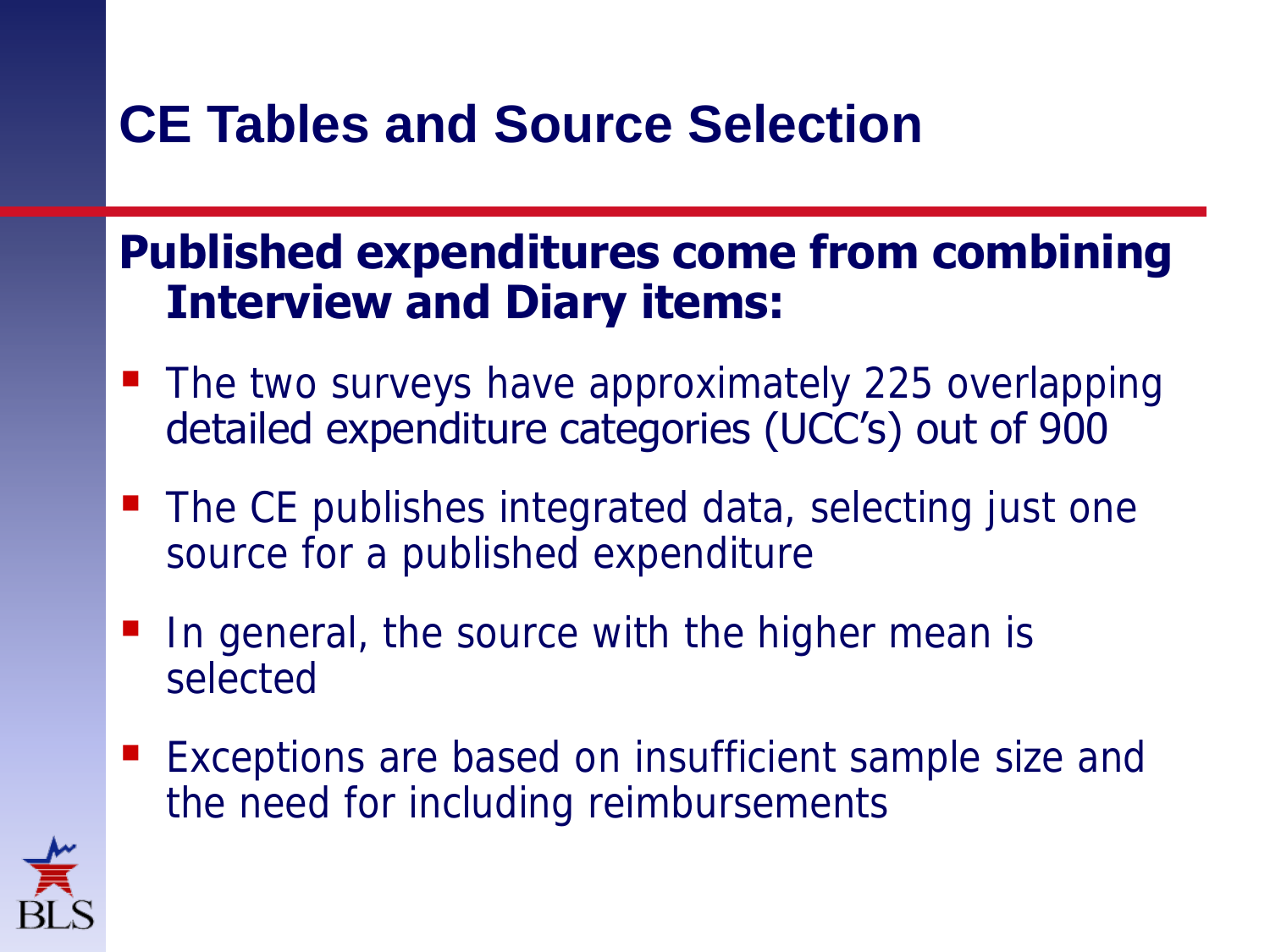# CE Tables and Source Selection

**Published expenditures come from combining Interview and Diary items:**

- The two surveys have approximately 225 overlapping detailed expenditure categories (UCC's) out of 900
- The CE publishes integrated data, selecting just one source for a published expenditure
- In general, the source with the higher mean is selected
- Exceptions are based on insufficient sample size and the need for including reimbursements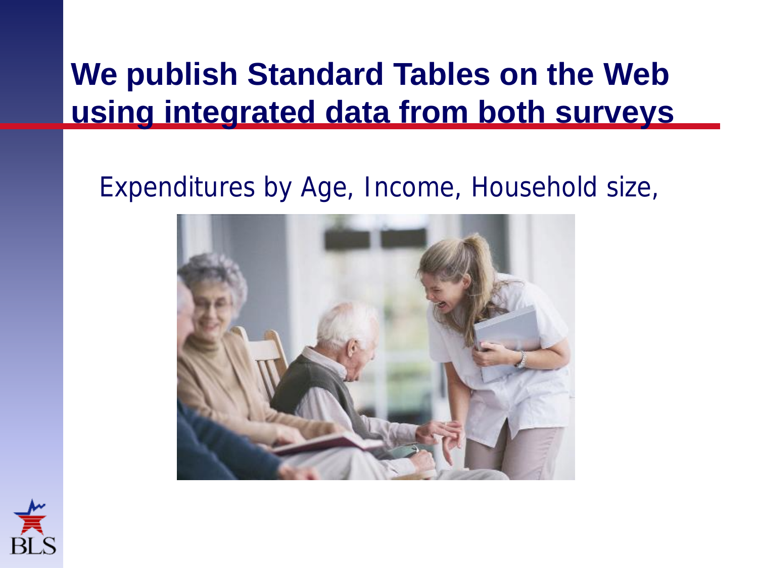# We publish Standard Tables on the Web using integrated data from both surveys

Expenditures by Age, Income, Household size,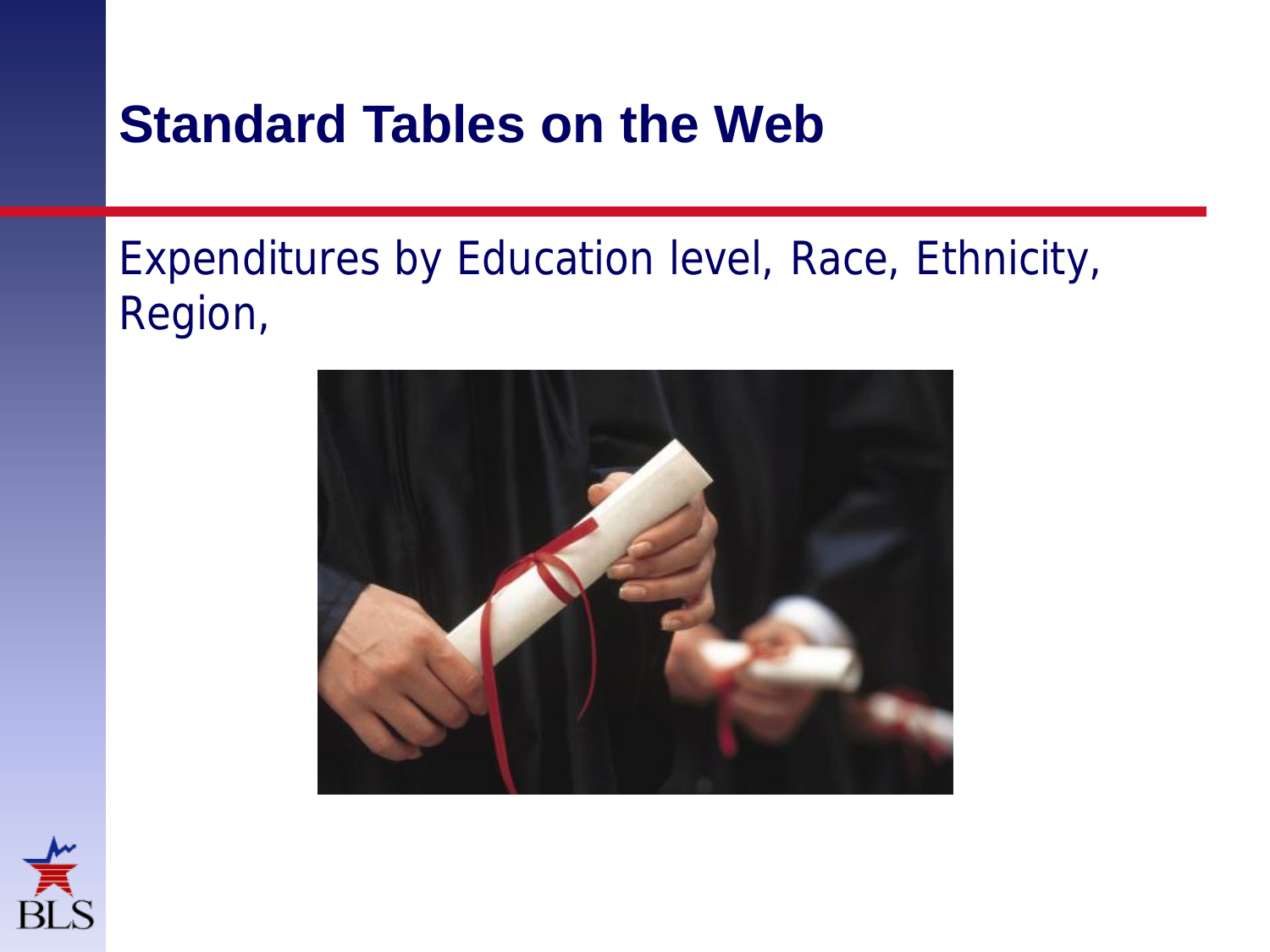# Standard Tables on the Web

Expenditures by Education level, Race, Ethnicity, Region,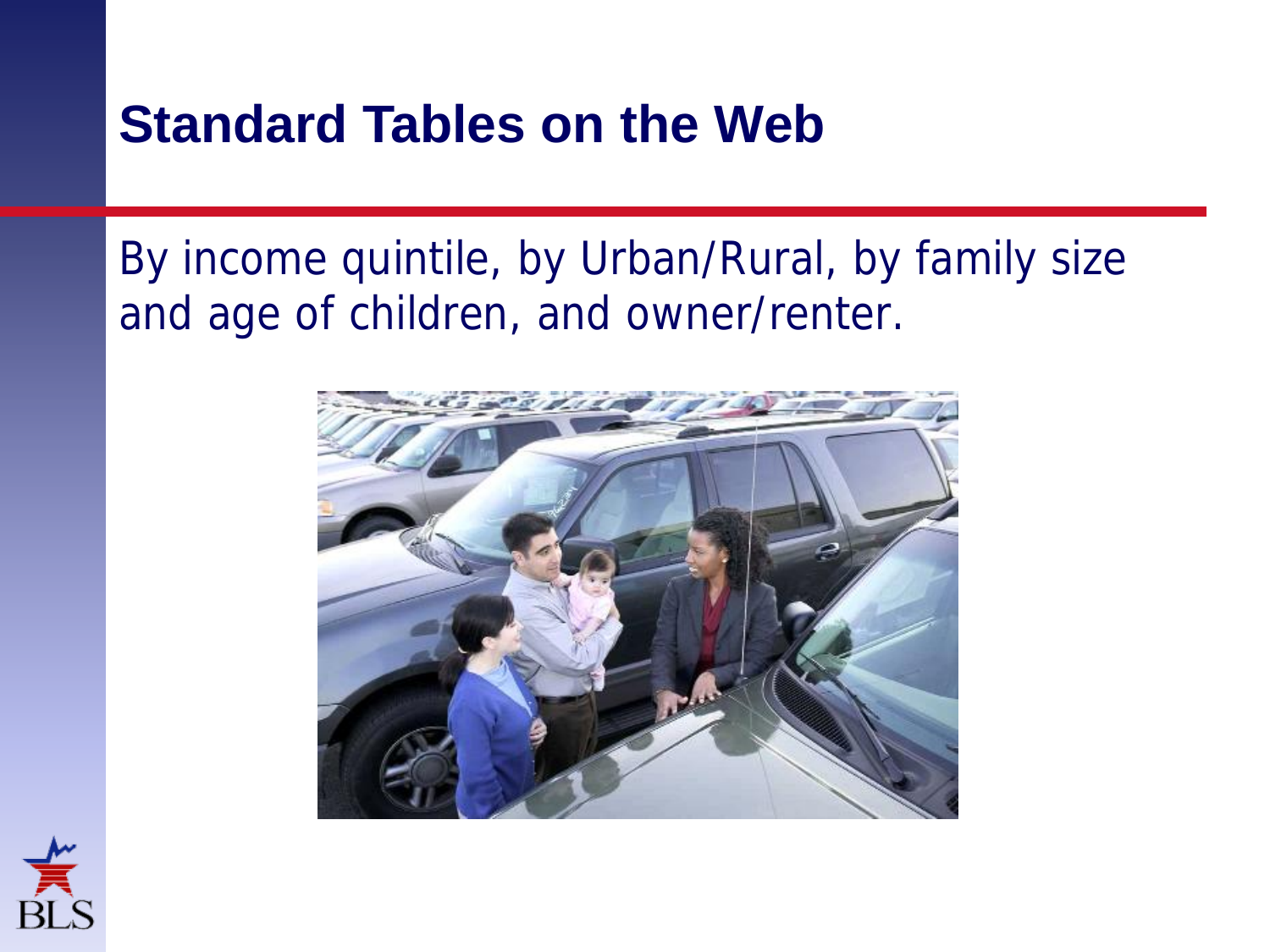# Standard Tables on the Web

By income quintile, by Urban/Rural, by family size and age of children, and owner/renter.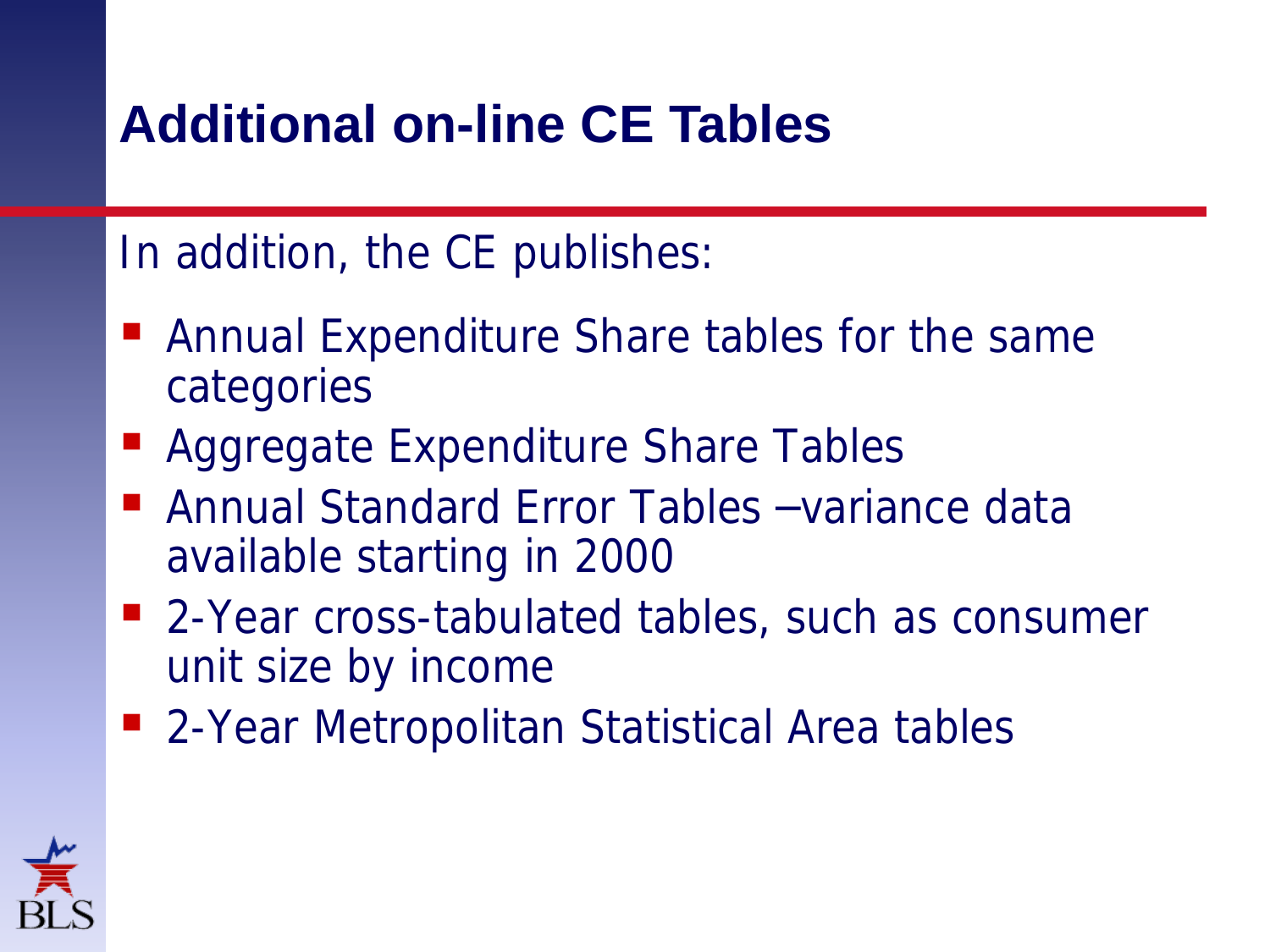# Additional on-line CE Tables

In addition, the CE publishes:

- Annual Expenditure Share tables for the same categories
- Aggregate Expenditure Share Tables
- Annual Standard Error Tables –variance data available starting in 2000
- 2-Year cross-tabulated tables, such as consumer unit size by income
- 2-Year Metropolitan Statistical Area tables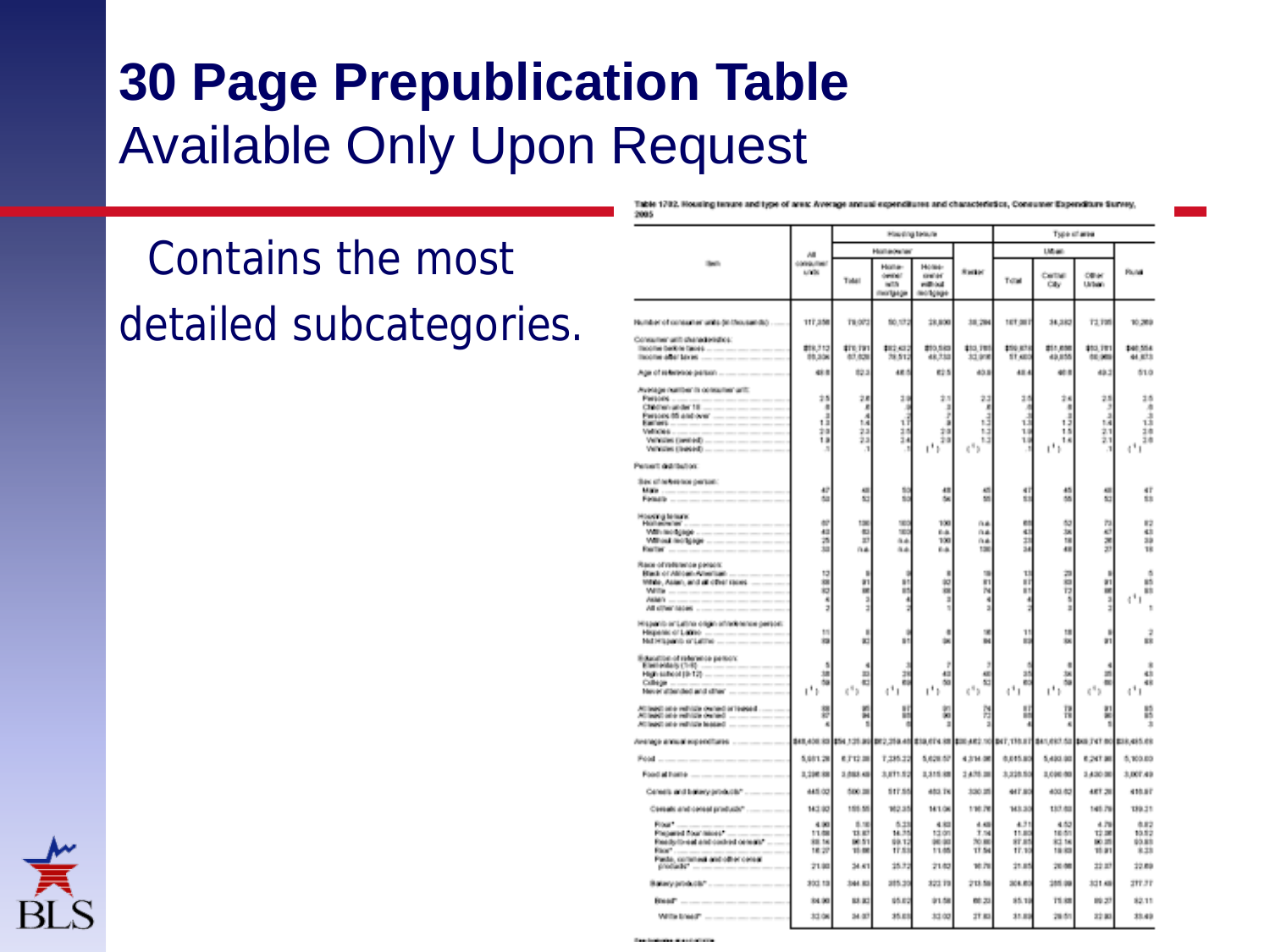# 30 Page Prepublication Table

## Available Only Upon Request

Contains the most detailed subcategories.

Table 1702. Housing tenure and type of area: Average annual expenditures and characteristics, Consumer Expenditure Survey, 2005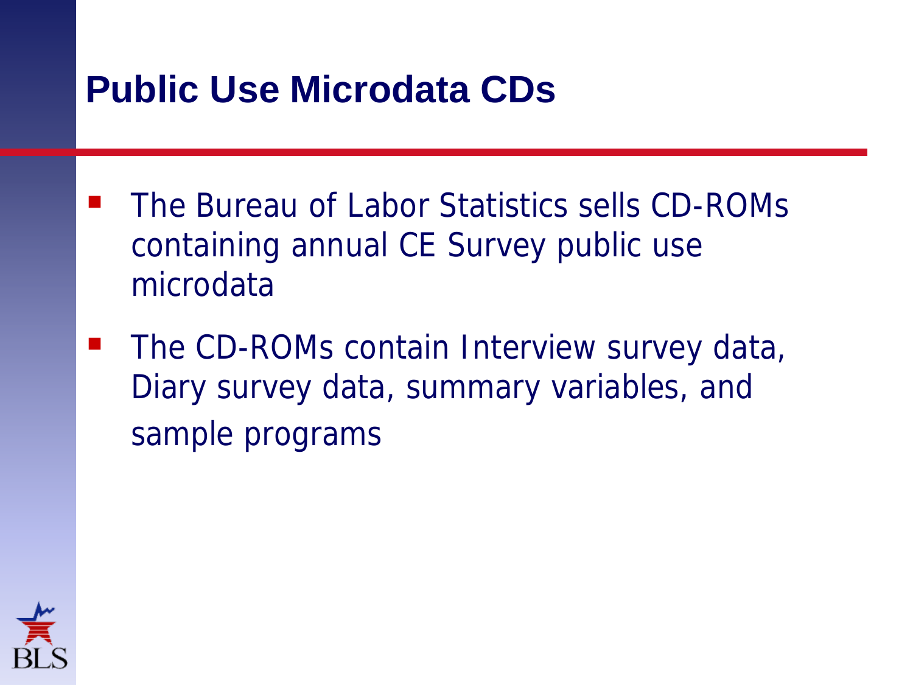# Public Use Microdata CDs

- The Bureau of Labor Statistics sells CD-ROMs containing annual CE Survey public use microdata
- The CD-ROMs contain Interview survey data, Diary survey data, summary variables, and sample programs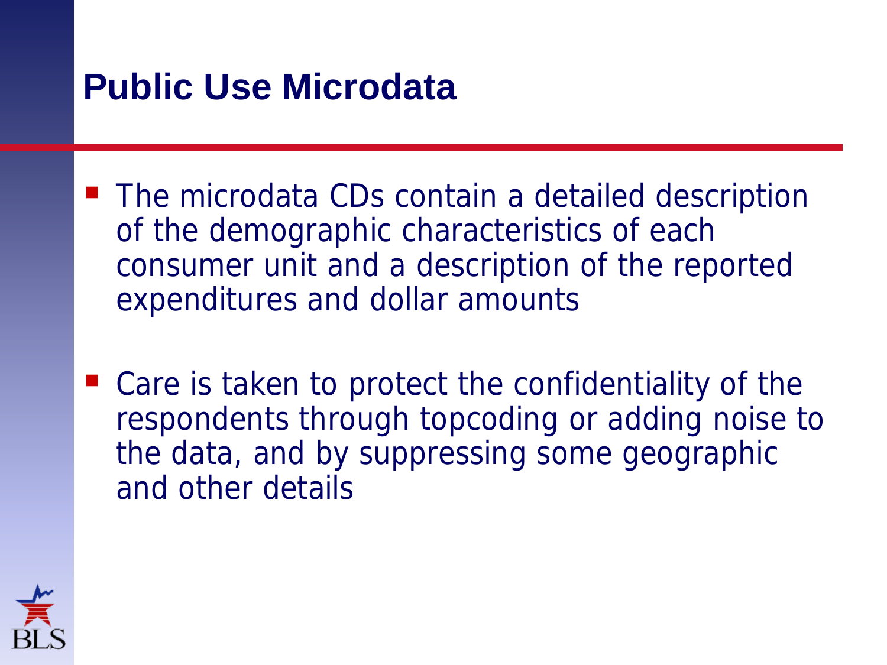# Public Use Microdata

- The microdata CDs contain a detailed description of the demographic characteristics of each consumer unit and a description of the reported expenditures and dollar amounts

- Care is taken to protect the confidentiality of the respondents through topcoding or adding noise to the data, and by suppressing some geographic and other details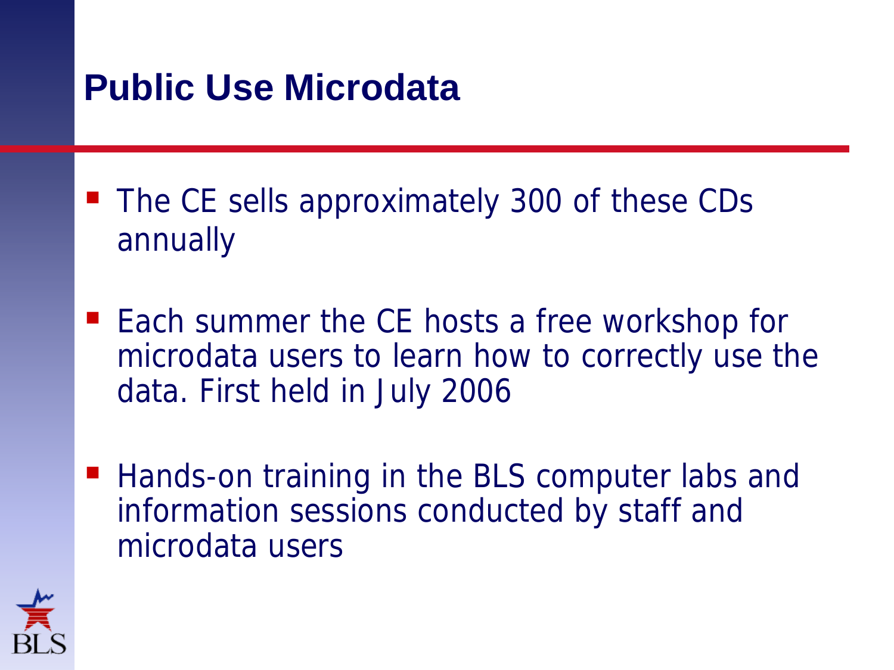# Public Use Microdata

- The CE sells approximately 300 of these CDs annually
- Each summer the CE hosts a free workshop for microdata users to learn how to correctly use the data. First held in July 2006
- Hands-on training in the BLS computer labs and information sessions conducted by staff and microdata users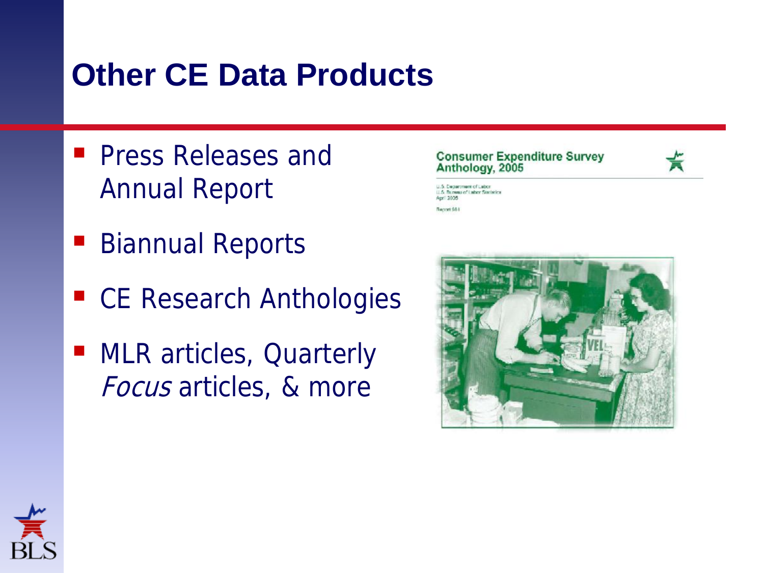# Other CE Data Products

- Press Releases and Annual Report
- Biannual Reports
- CE Research Anthologies
- MLR articles, Quarterly *Focus* articles, & more

Consumer Expenditure Survey Anthology, 2005

U.S. Department of Labor
U.S. Bureau of Labor Statistics
April 2005

Report 981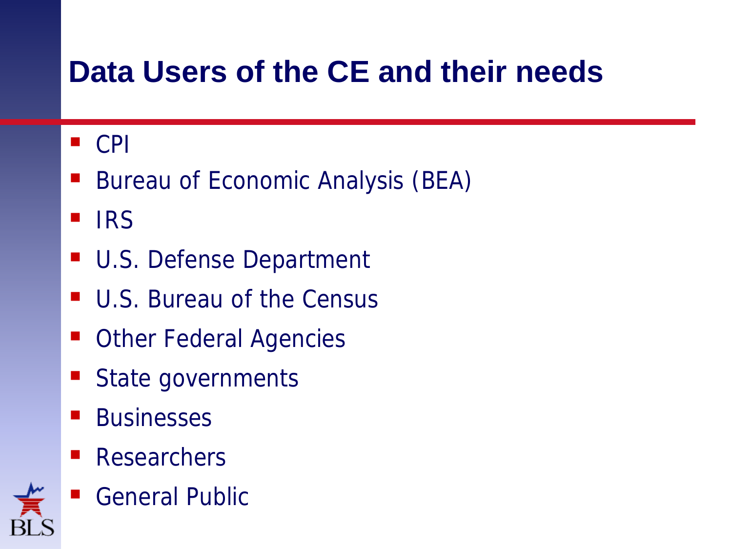# Data Users of the CE and their needs

- CPI
- Bureau of Economic Analysis (BEA)
- IRS
- U.S. Defense Department
- U.S. Bureau of the Census
- Other Federal Agencies
- State governments
- Businesses
- Researchers
- General Public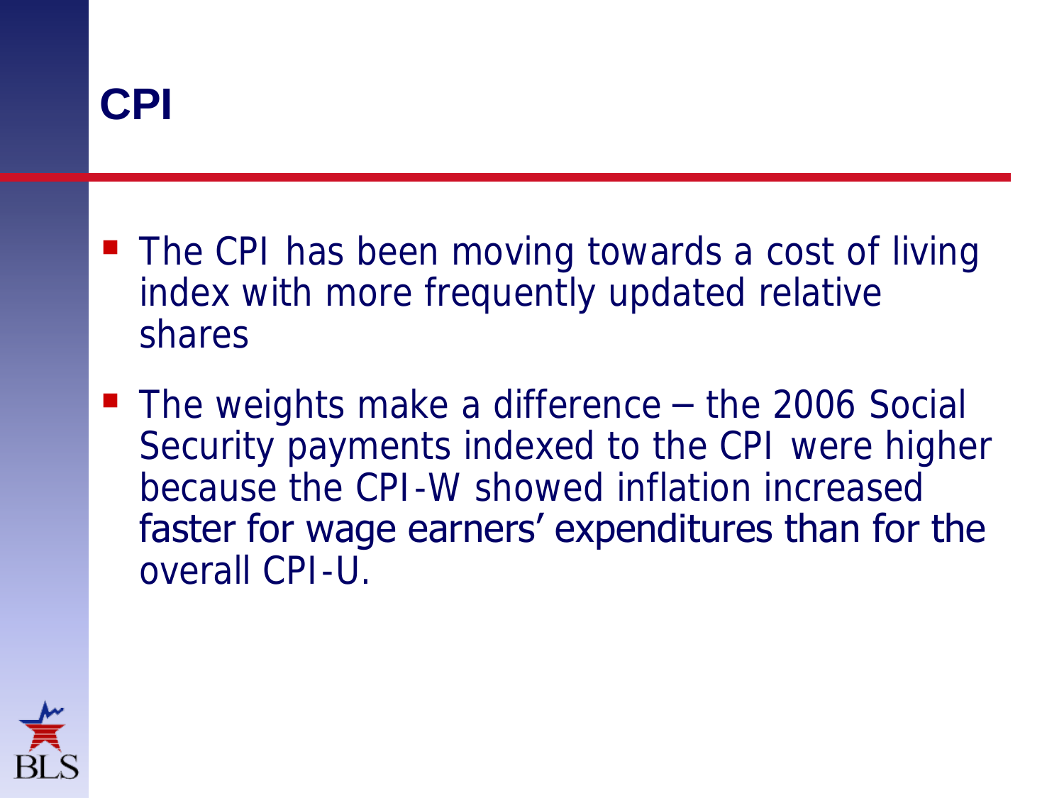# CPI

- The CPI has been moving towards a cost of living index with more frequently updated relative shares
- The weights make a difference – the 2006 Social Security payments indexed to the CPI were higher because the CPI-W showed inflation increased faster for wage earners' expenditures than for the overall CPI-U.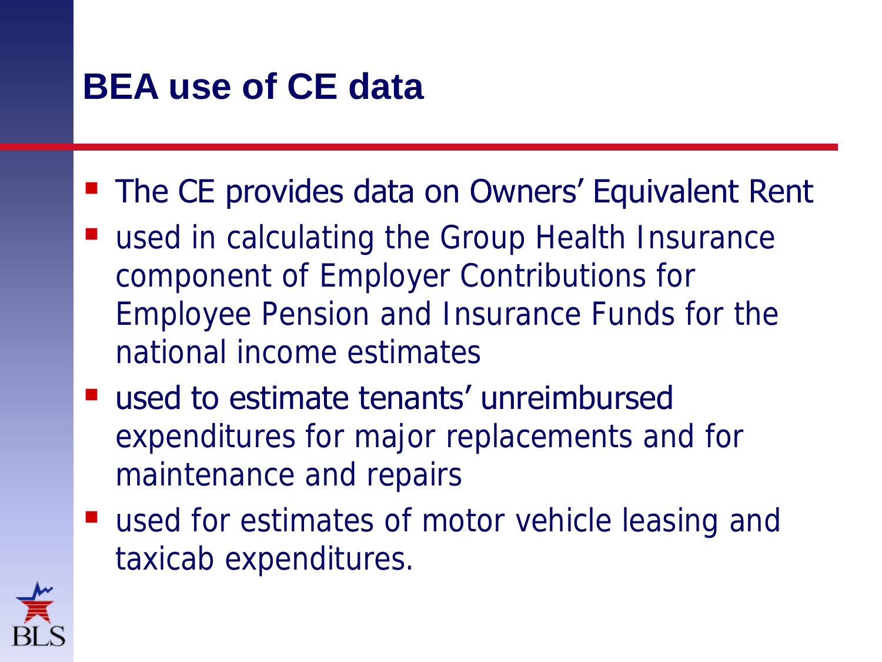# BEA use of CE data

- The CE provides data on Owners' Equivalent Rent
- used in calculating the Group Health Insurance component of Employer Contributions for Employee Pension and Insurance Funds for the national income estimates
- used to estimate tenants' unreimbursed expenditures for major replacements and for maintenance and repairs
- used for estimates of motor vehicle leasing and taxicab expenditures.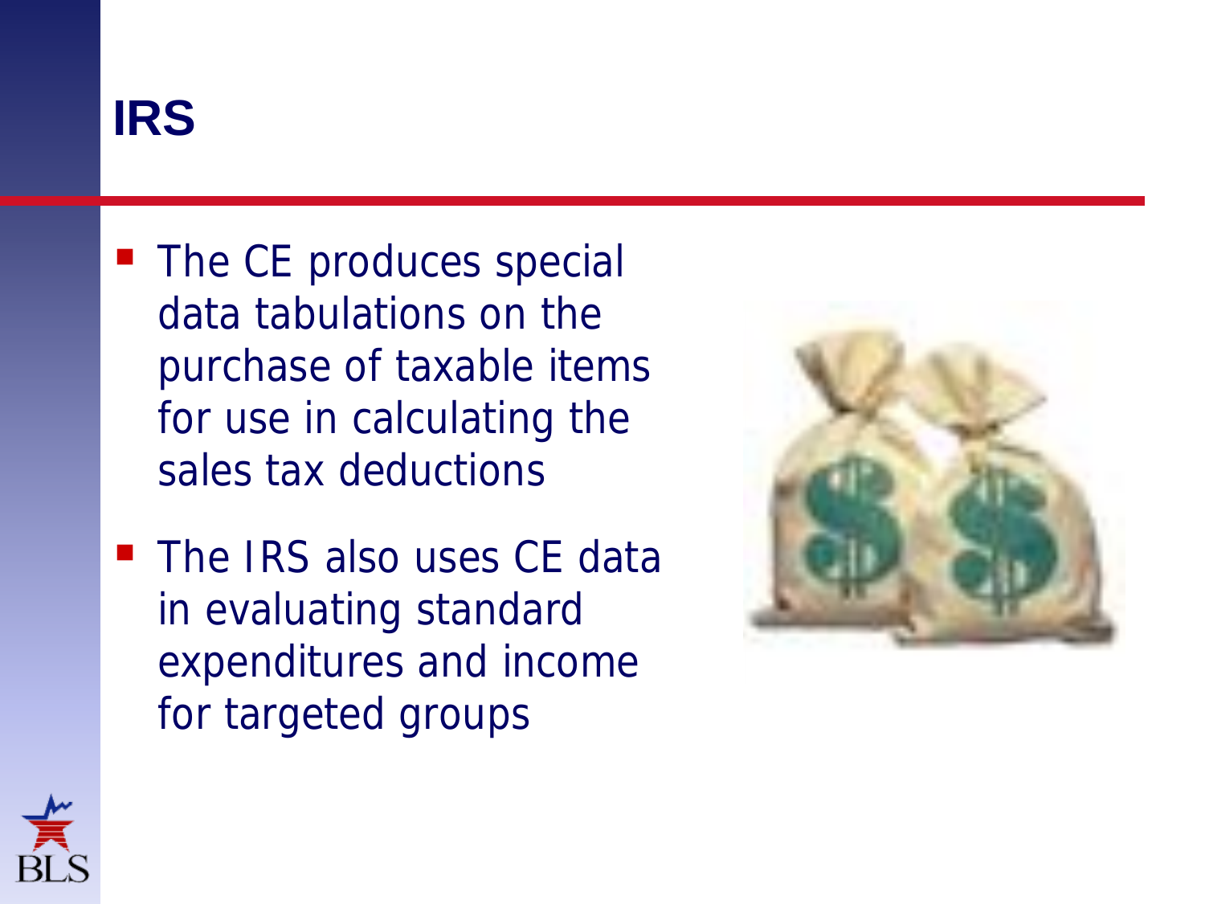# IRS

- The CE produces special data tabulations on the purchase of taxable items for use in calculating the sales tax deductions
- The IRS also uses CE data in evaluating standard expenditures and income for targeted groups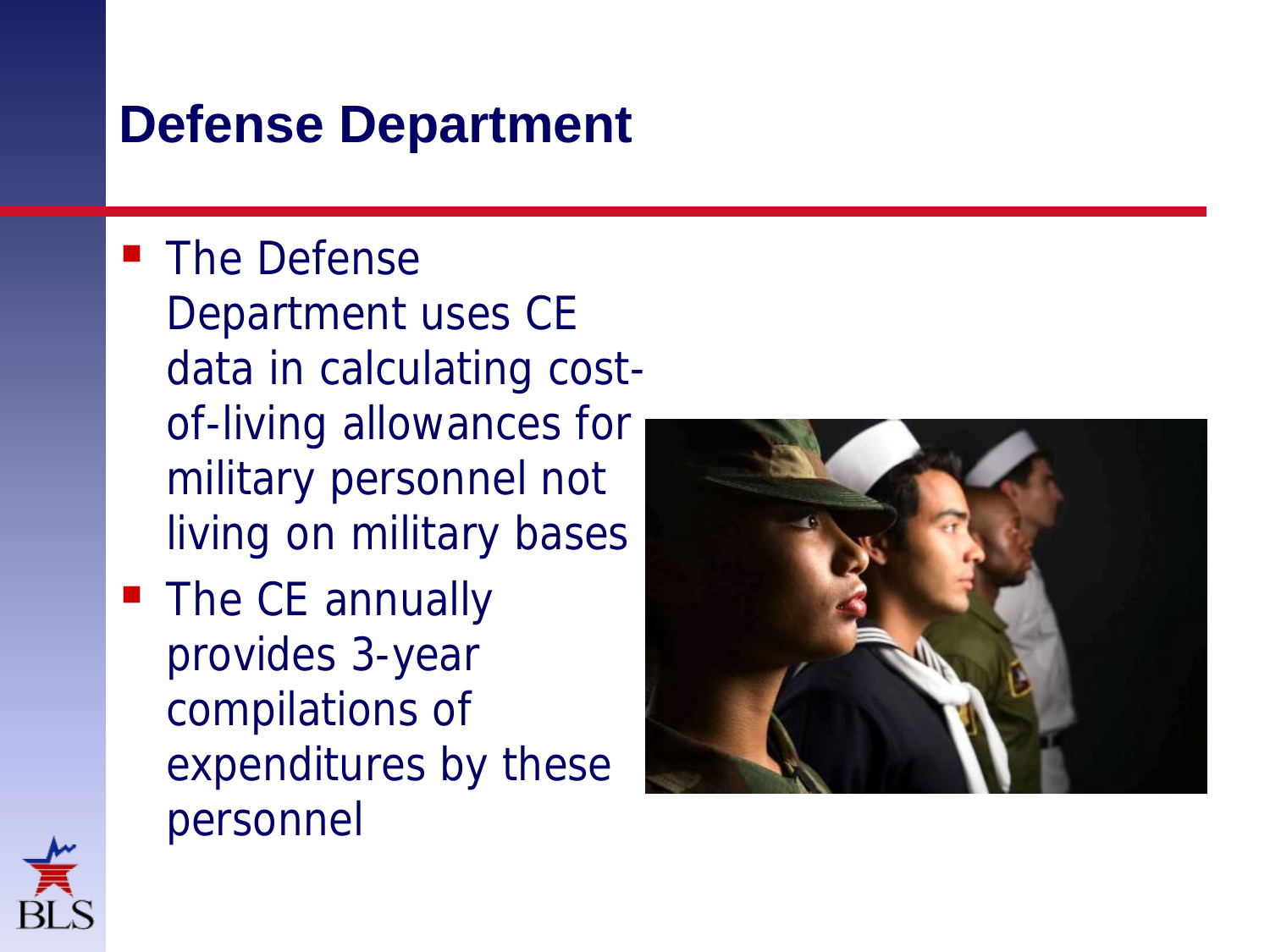# Defense Department

- The Defense Department uses CE data in calculating cost-of-living allowances for military personnel not living on military bases
- The CE annually provides 3-year compilations of expenditures by these personnel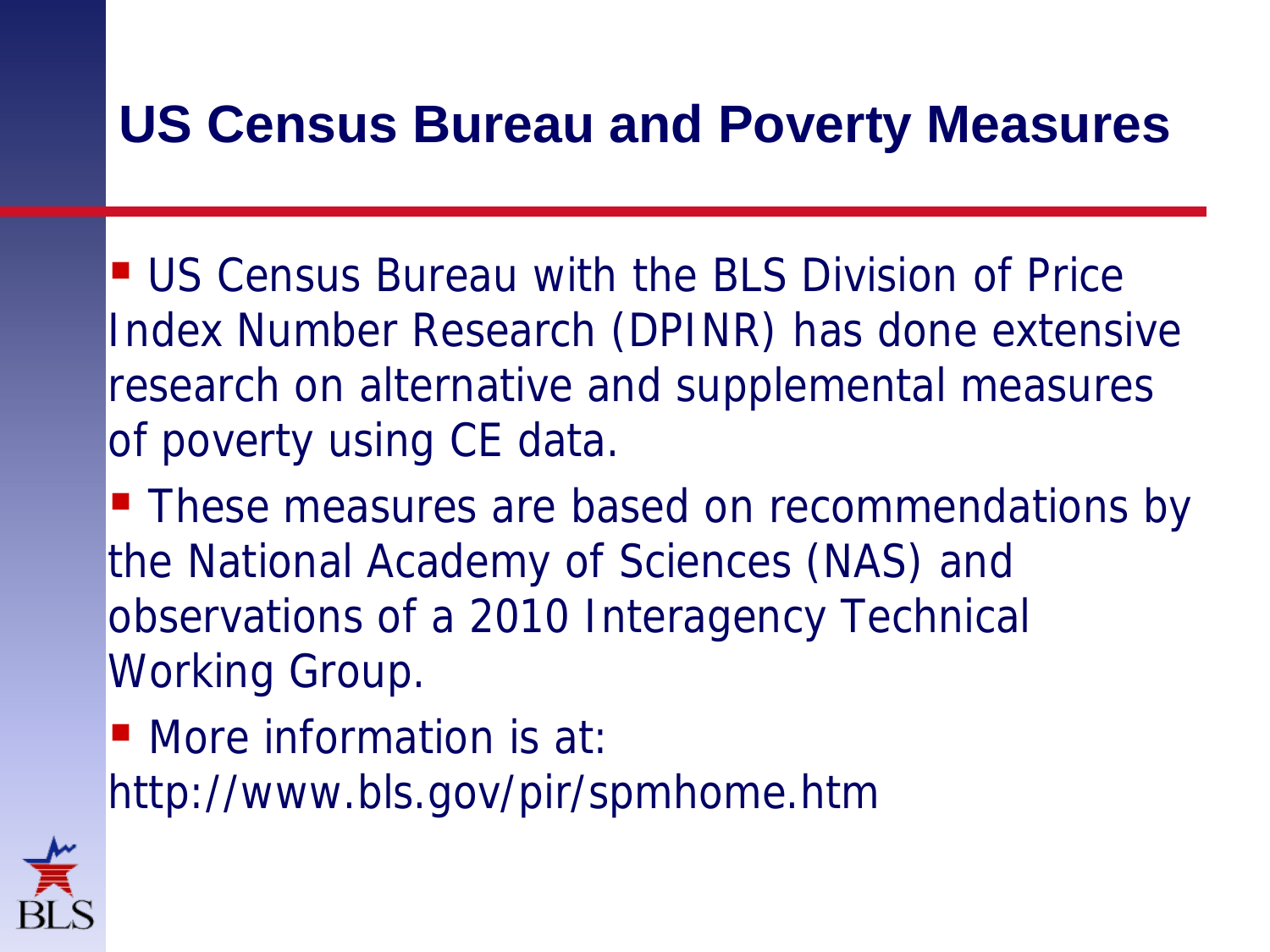# US Census Bureau and Poverty Measures

- US Census Bureau with the BLS Division of Price Index Number Research (DPINR) has done extensive research on alternative and supplemental measures of poverty using CE data.
- These measures are based on recommendations by the National Academy of Sciences (NAS) and observations of a 2010 Interagency Technical Working Group.
- More information is at: http://www.bls.gov/pir/spmhome.htm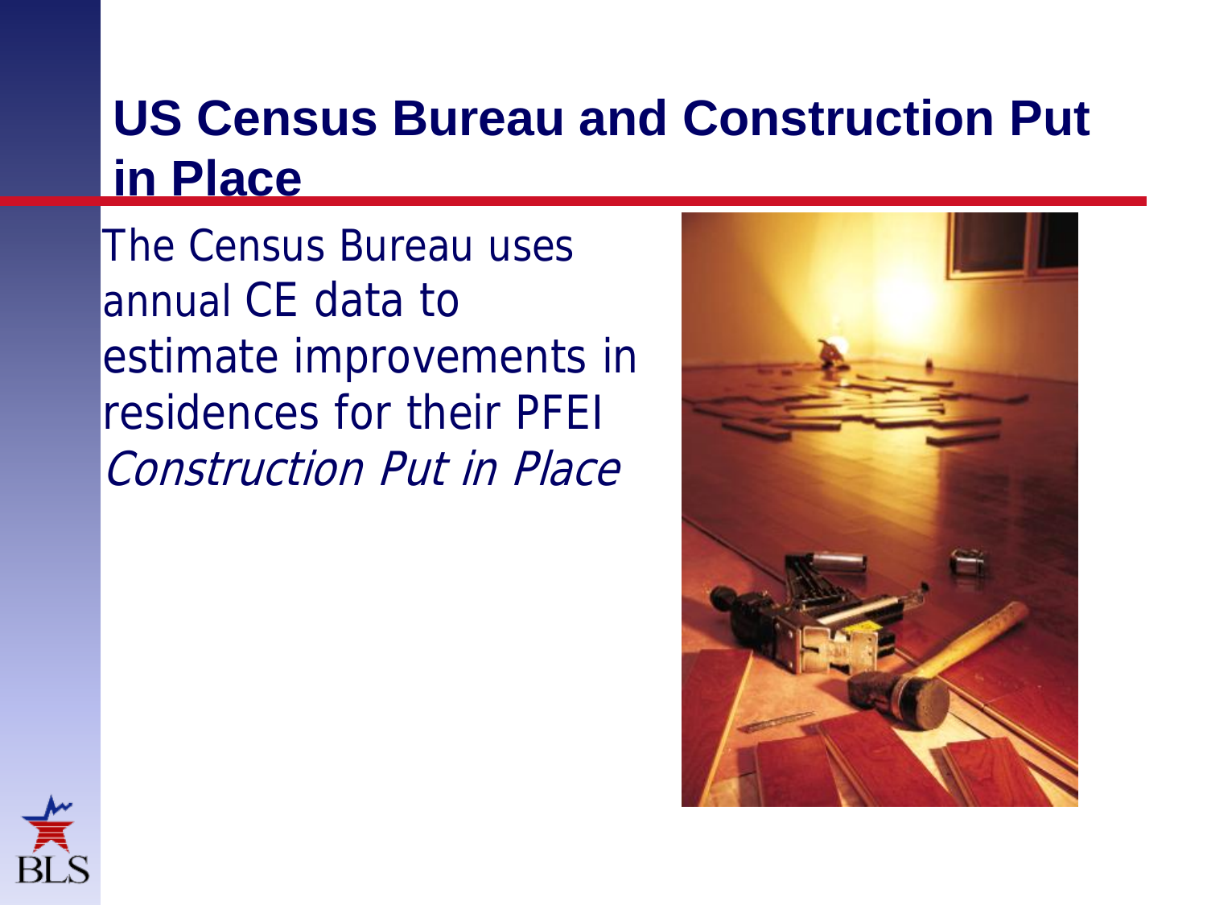# US Census Bureau and Construction Put in Place

The Census Bureau uses annual CE data to estimate improvements in residences for their PFEI *Construction Put in Place*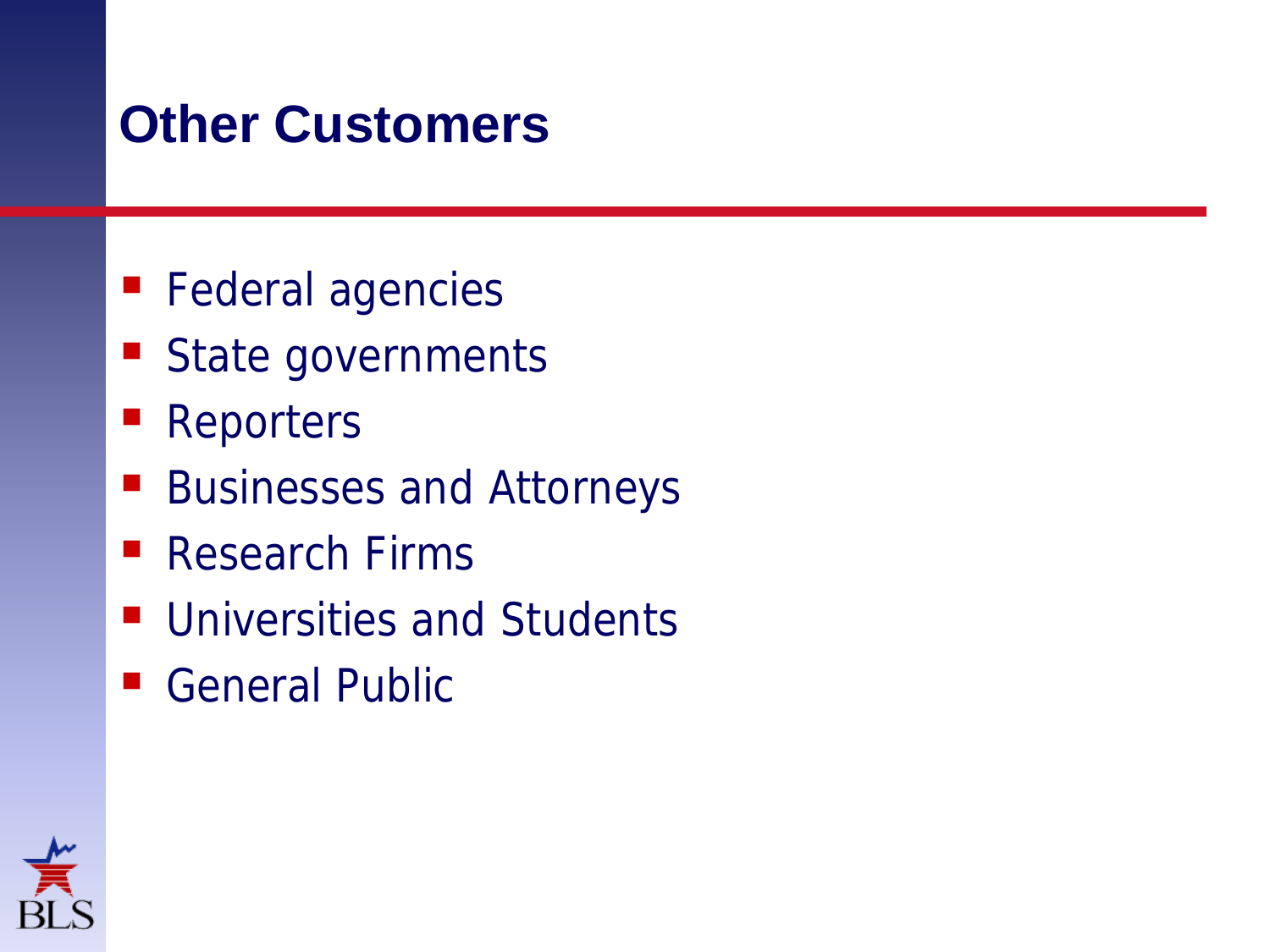# Other Customers

- Federal agencies
- State governments
- Reporters
- Businesses and Attorneys
- Research Firms
- Universities and Students
- General Public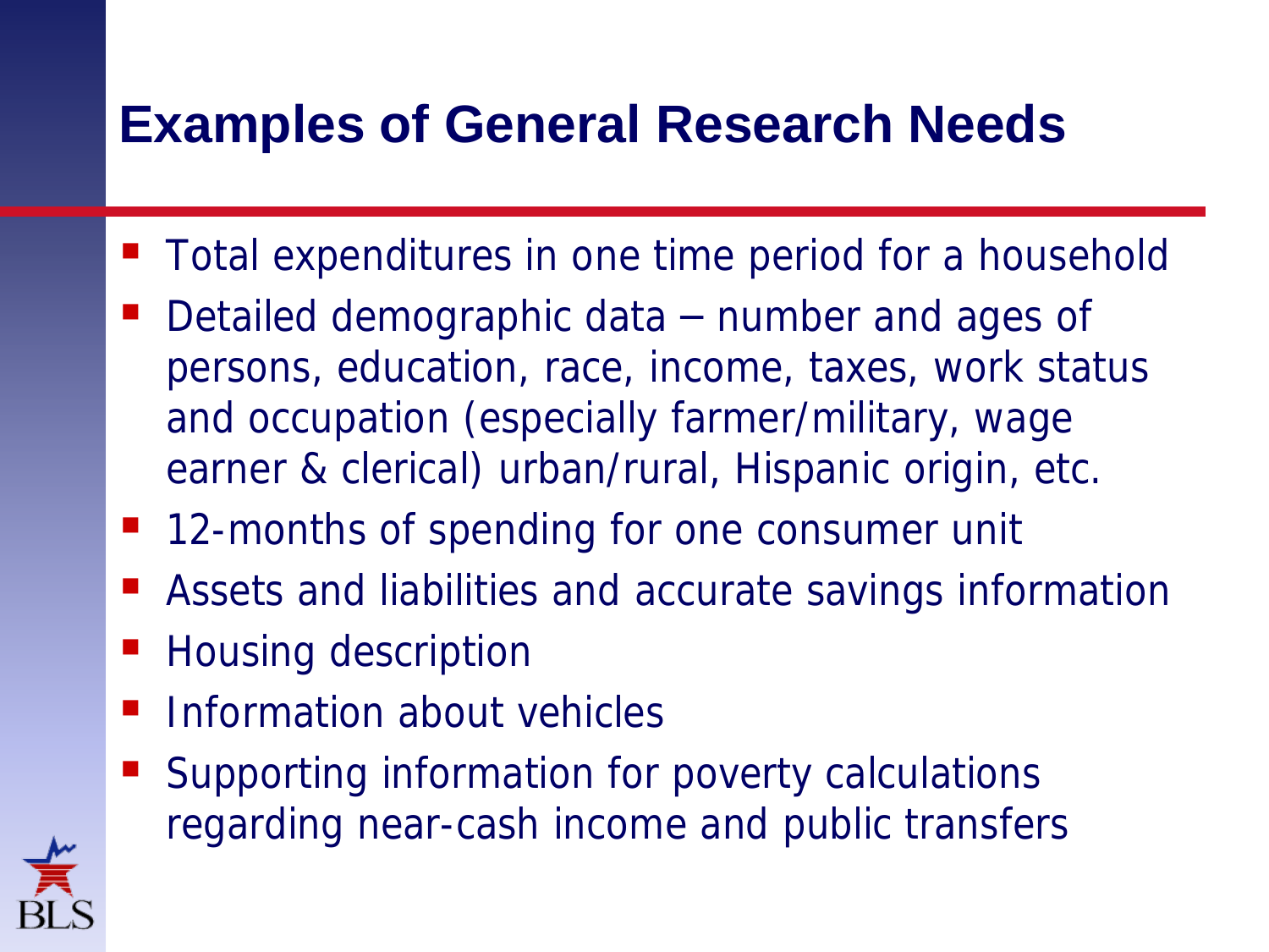# Examples of General Research Needs

- Total expenditures in one time period for a household
- Detailed demographic data – number and ages of persons, education, race, income, taxes, work status and occupation (especially farmer/military, wage earner & clerical) urban/rural, Hispanic origin, etc.
- 12-months of spending for one consumer unit
- Assets and liabilities and accurate savings information
- Housing description
- Information about vehicles
- Supporting information for poverty calculations regarding near-cash income and public transfers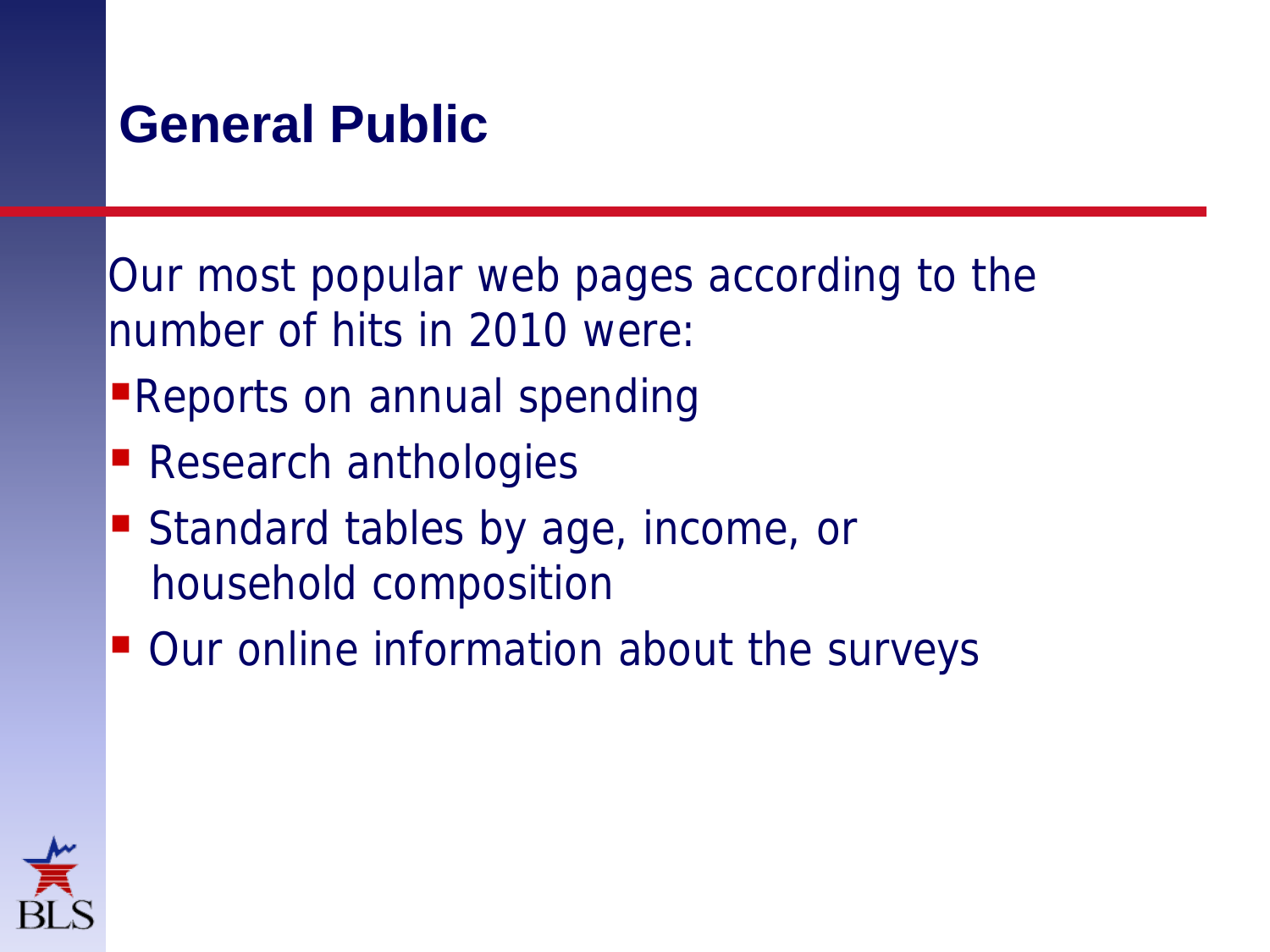# General Public

Our most popular web pages according to the number of hits in 2010 were:

- Reports on annual spending
- Research anthologies
- Standard tables by age, income, or household composition
- Our online information about the surveys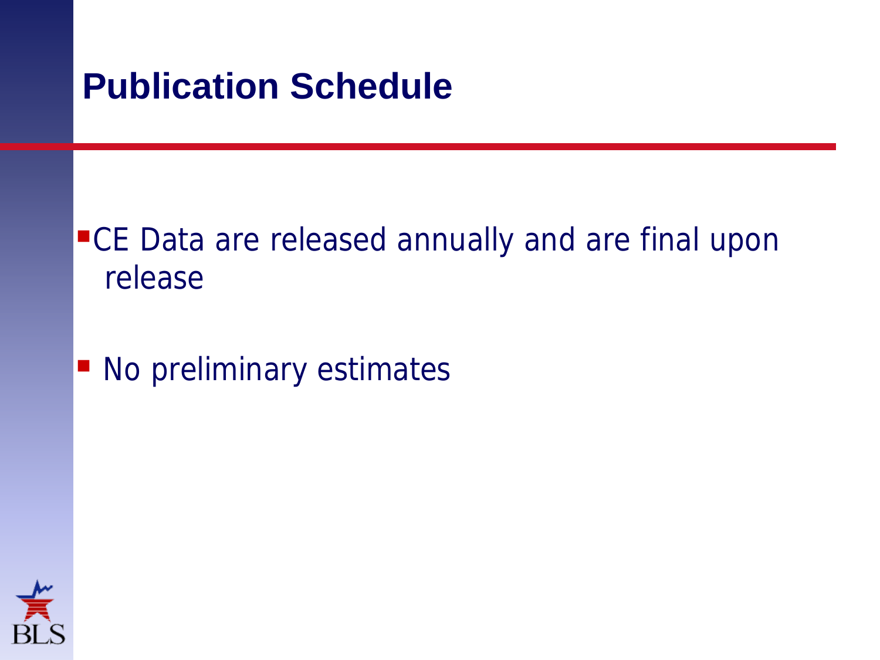# Publication Schedule

- CE Data are released annually and are final upon release
- No preliminary estimates